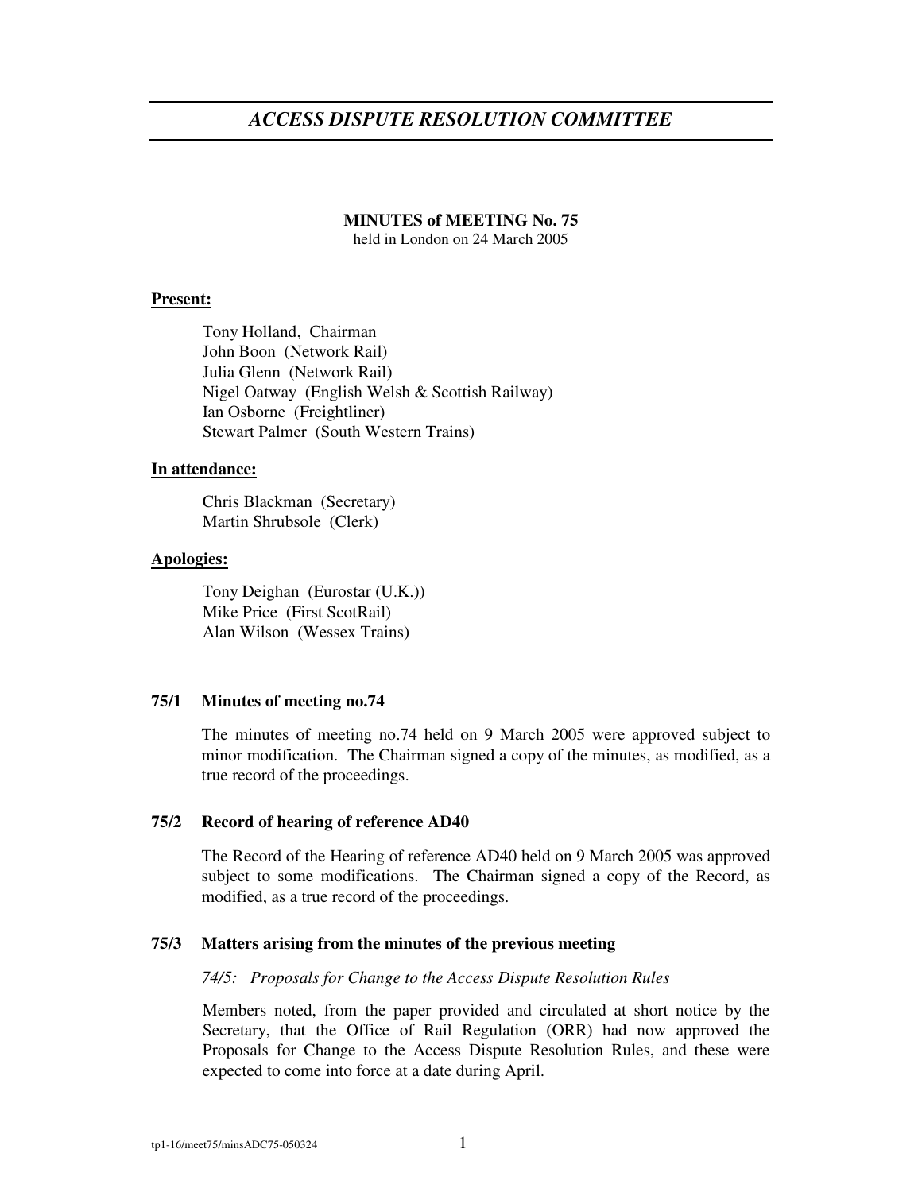# *ACCESS DISPUTE RESOLUTION COMMITTEE*

**MINUTES of MEETING No. 75**
held in London on 24 March 2005

**Present:**

Tony Holland, Chairman
John Boon (Network Rail)
Julia Glenn (Network Rail)
Nigel Oatway (English Welsh & Scottish Railway)
Ian Osborne (Freightliner)
Stewart Palmer (South Western Trains)

**In attendance:**

Chris Blackman (Secretary)
Martin Shrubsole (Clerk)

**Apologies:**

Tony Deighan (Eurostar (U.K.))
Mike Price (First ScotRail)
Alan Wilson (Wessex Trains)

### 75/1 Minutes of meeting no.74

The minutes of meeting no.74 held on 9 March 2005 were approved subject to minor modification. The Chairman signed a copy of the minutes, as modified, as a true record of the proceedings.

### 75/2 Record of hearing of reference AD40

The Record of the Hearing of reference AD40 held on 9 March 2005 was approved subject to some modifications. The Chairman signed a copy of the Record, as modified, as a true record of the proceedings.

### 75/3 Matters arising from the minutes of the previous meeting

*74/5: Proposals for Change to the Access Dispute Resolution Rules*

Members noted, from the paper provided and circulated at short notice by the Secretary, that the Office of Rail Regulation (ORR) had now approved the Proposals for Change to the Access Dispute Resolution Rules, and these were expected to come into force at a date during April.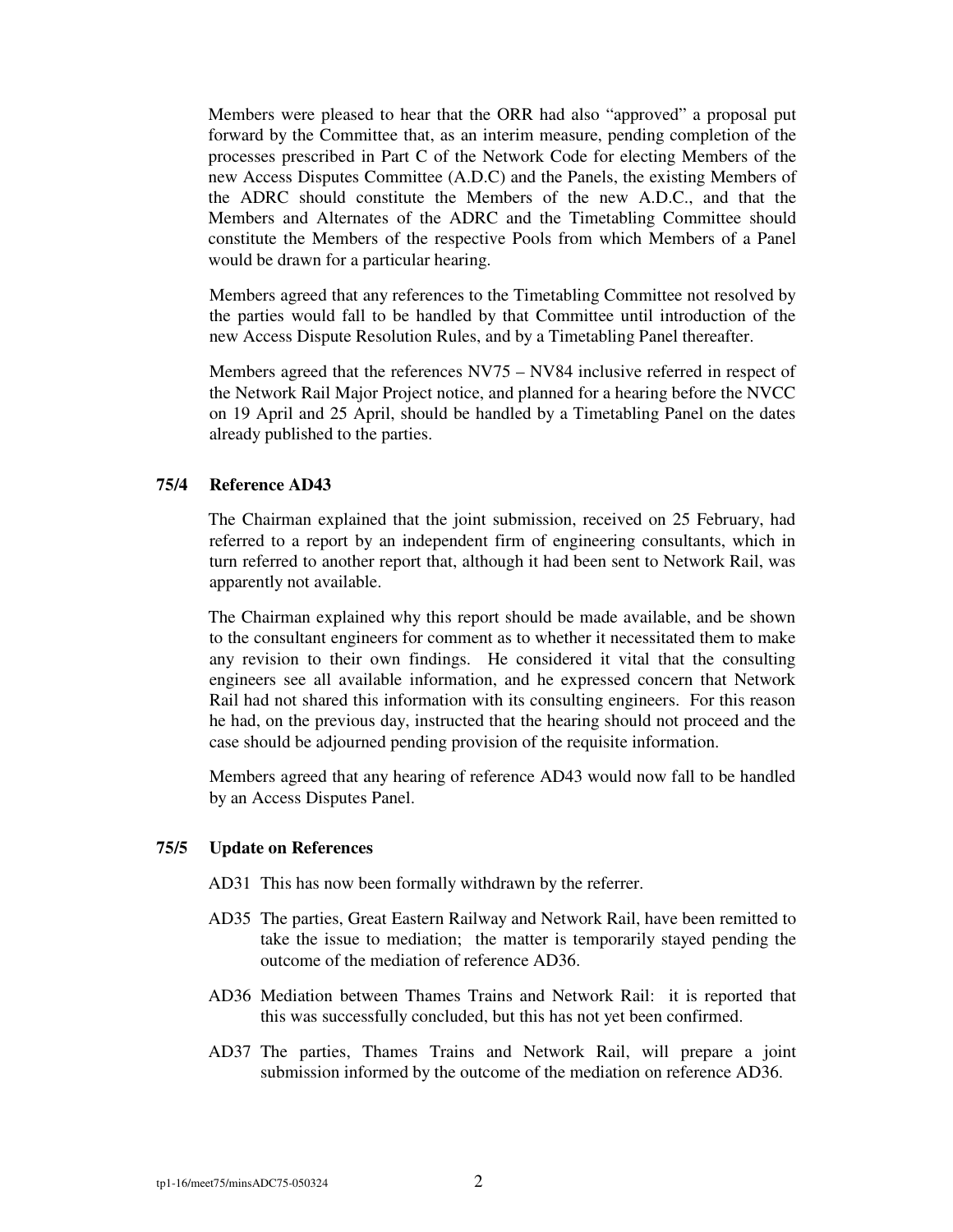Members were pleased to hear that the ORR had also "approved" a proposal put forward by the Committee that, as an interim measure, pending completion of the processes prescribed in Part C of the Network Code for electing Members of the new Access Disputes Committee (A.D.C) and the Panels, the existing Members of the ADRC should constitute the Members of the new A.D.C., and that the Members and Alternates of the ADRC and the Timetabling Committee should constitute the Members of the respective Pools from which Members of a Panel would be drawn for a particular hearing.

Members agreed that any references to the Timetabling Committee not resolved by the parties would fall to be handled by that Committee until introduction of the new Access Dispute Resolution Rules, and by a Timetabling Panel thereafter.

Members agreed that the references NV75 – NV84 inclusive referred in respect of the Network Rail Major Project notice, and planned for a hearing before the NVCC on 19 April and 25 April, should be handled by a Timetabling Panel on the dates already published to the parties.

**75/4 Reference AD43**

The Chairman explained that the joint submission, received on 25 February, had referred to a report by an independent firm of engineering consultants, which in turn referred to another report that, although it had been sent to Network Rail, was apparently not available.

The Chairman explained why this report should be made available, and be shown to the consultant engineers for comment as to whether it necessitated them to make any revision to their own findings. He considered it vital that the consulting engineers see all available information, and he expressed concern that Network Rail had not shared this information with its consulting engineers. For this reason he had, on the previous day, instructed that the hearing should not proceed and the case should be adjourned pending provision of the requisite information.

Members agreed that any hearing of reference AD43 would now fall to be handled by an Access Disputes Panel.

**75/5 Update on References**

AD31 This has now been formally withdrawn by the referrer.

AD35 The parties, Great Eastern Railway and Network Rail, have been remitted to take the issue to mediation; the matter is temporarily stayed pending the outcome of the mediation of reference AD36.

AD36 Mediation between Thames Trains and Network Rail: it is reported that this was successfully concluded, but this has not yet been confirmed.

AD37 The parties, Thames Trains and Network Rail, will prepare a joint submission informed by the outcome of the mediation on reference AD36.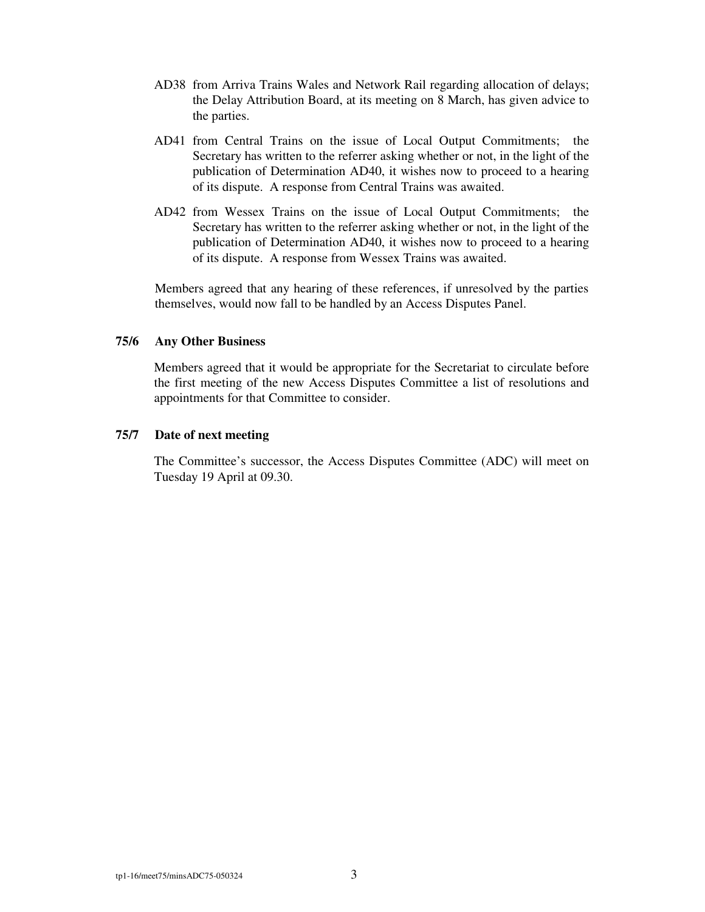AD38 from Arriva Trains Wales and Network Rail regarding allocation of delays; the Delay Attribution Board, at its meeting on 8 March, has given advice to the parties.

AD41 from Central Trains on the issue of Local Output Commitments; the Secretary has written to the referrer asking whether or not, in the light of the publication of Determination AD40, it wishes now to proceed to a hearing of its dispute. A response from Central Trains was awaited.

AD42 from Wessex Trains on the issue of Local Output Commitments; the Secretary has written to the referrer asking whether or not, in the light of the publication of Determination AD40, it wishes now to proceed to a hearing of its dispute. A response from Wessex Trains was awaited.

Members agreed that any hearing of these references, if unresolved by the parties themselves, would now fall to be handled by an Access Disputes Panel.

**75/6 Any Other Business**

Members agreed that it would be appropriate for the Secretariat to circulate before the first meeting of the new Access Disputes Committee a list of resolutions and appointments for that Committee to consider.

**75/7 Date of next meeting**

The Committee's successor, the Access Disputes Committee (ADC) will meet on Tuesday 19 April at 09.30.